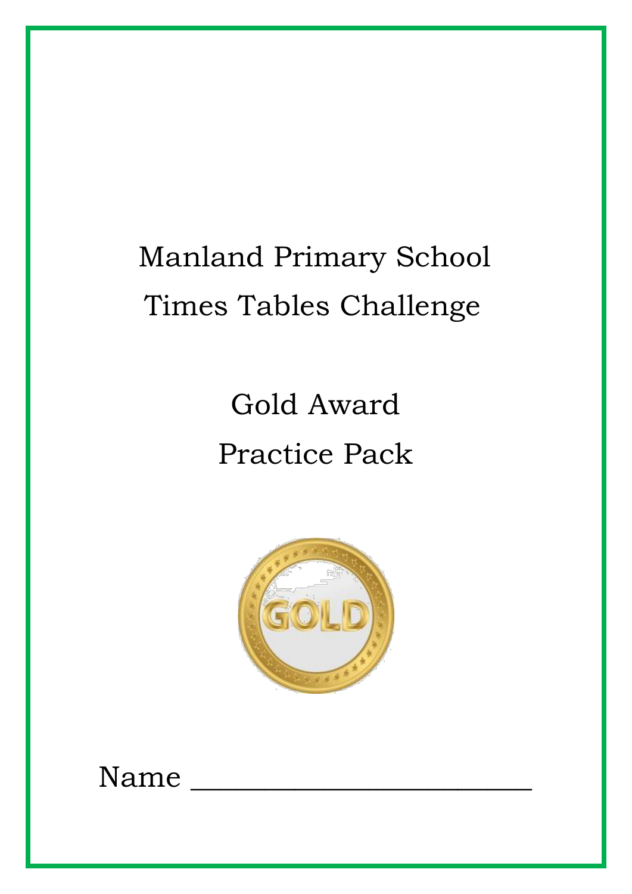# Manland Primary School
# Times Tables Challenge

## Gold Award
## Practice Pack

Name ________________________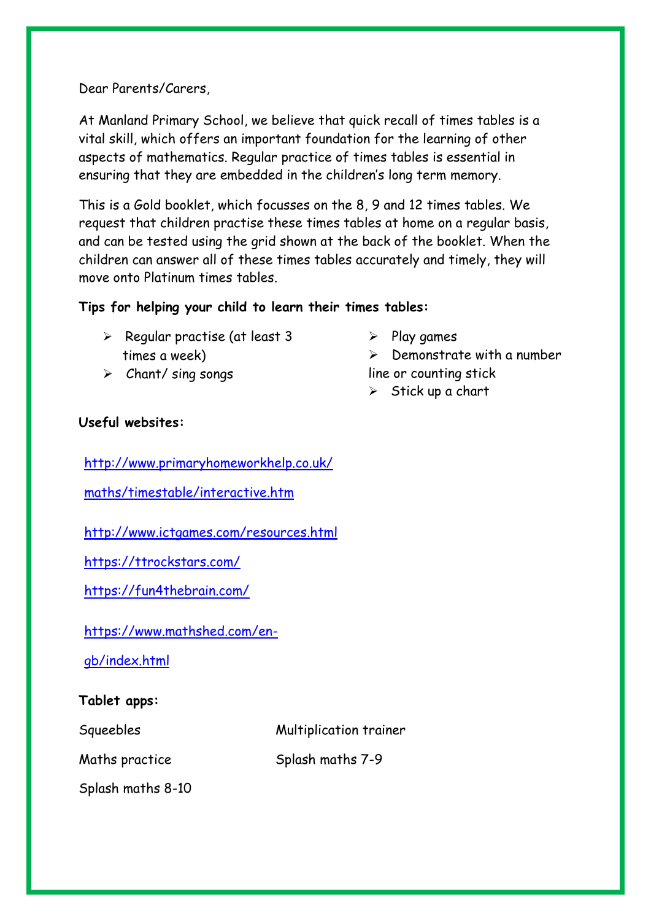Dear Parents/Carers,

At Manland Primary School, we believe that quick recall of times tables is a vital skill, which offers an important foundation for the learning of other aspects of mathematics. Regular practice of times tables is essential in ensuring that they are embedded in the children's long term memory.

This is a Gold booklet, which focusses on the 8, 9 and 12 times tables. We request that children practise these times tables at home on a regular basis, and can be tested using the grid shown at the back of the booklet. When the children can answer all of these times tables accurately and timely, they will move onto Platinum times tables.

**Tips for helping your child to learn their times tables:**

- Regular practise (at least 3 times a week)
- Chant/ sing songs
- Play games
- Demonstrate with a number line or counting stick
- Stick up a chart

**Useful websites:**

http://www.primaryhomeworkhelp.co.uk/maths/timestable/interactive.htm

http://www.ictgames.com/resources.html

https://ttrockstars.com/

https://fun4thebrain.com/

https://www.mathshed.com/en-gb/index.html

**Tablet apps:**

Squeebles

Multiplication trainer

Maths practice

Splash maths 7-9

Splash maths 8-10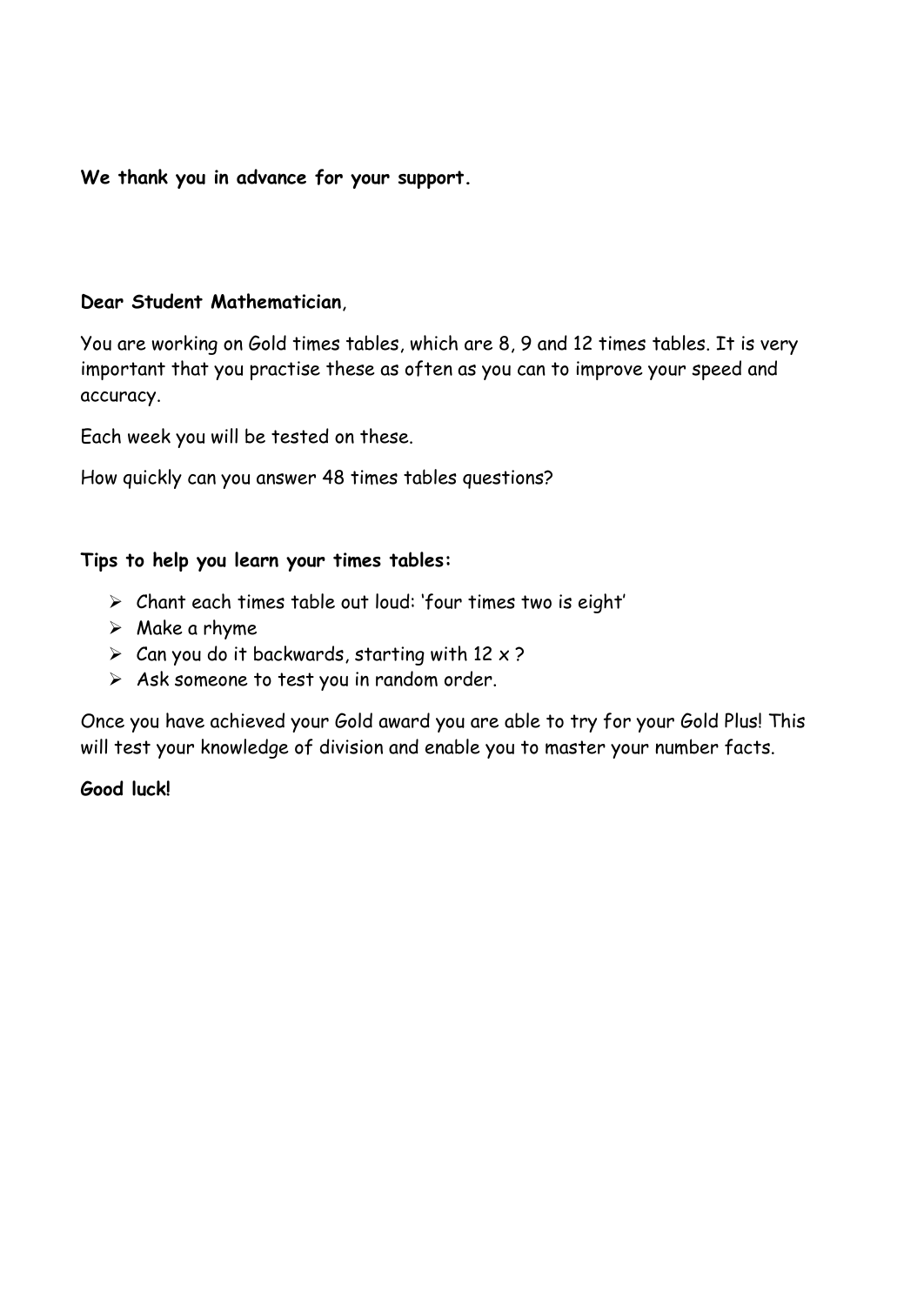**We thank you in advance for your support.**

**Dear Student Mathematician**,

You are working on Gold times tables, which are 8, 9 and 12 times tables. It is very important that you practise these as often as you can to improve your speed and accuracy.

Each week you will be tested on these.

How quickly can you answer 48 times tables questions?

**Tips to help you learn your times tables:**

- Chant each times table out loud: 'four times two is eight'
- Make a rhyme
- Can you do it backwards, starting with 12 x ?
- Ask someone to test you in random order.

Once you have achieved your Gold award you are able to try for your Gold Plus! This will test your knowledge of division and enable you to master your number facts.

**Good luck!**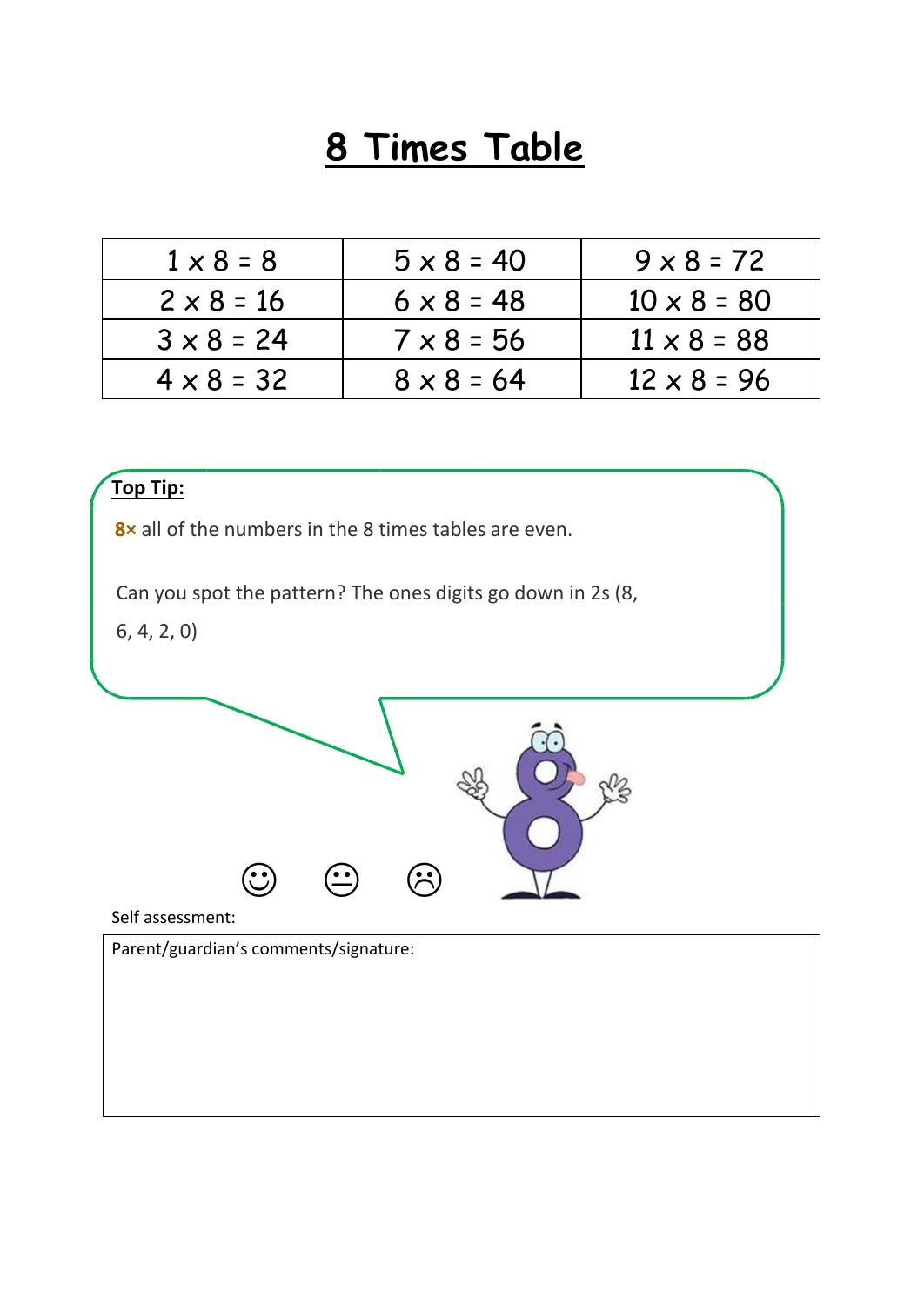# 8 Times Table

| 1 x 8 = 8 | 5 x 8 = 40 | 9 x 8 = 72 |
|---|---|---|
| 2 x 8 = 16 | 6 x 8 = 48 | 10 x 8 = 80 |
| 3 x 8 = 24 | 7 x 8 = 56 | 11 x 8 = 88 |
| 4 x 8 = 32 | 8 x 8 = 64 | 12 x 8 = 96 |

**Top Tip:**

**8×** all of the numbers in the 8 times tables are even.

Can you spot the pattern? The ones digits go down in 2s (8, 6, 4, 2, 0)

☺ 😐 ☹

Self assessment:

Parent/guardian's comments/signature: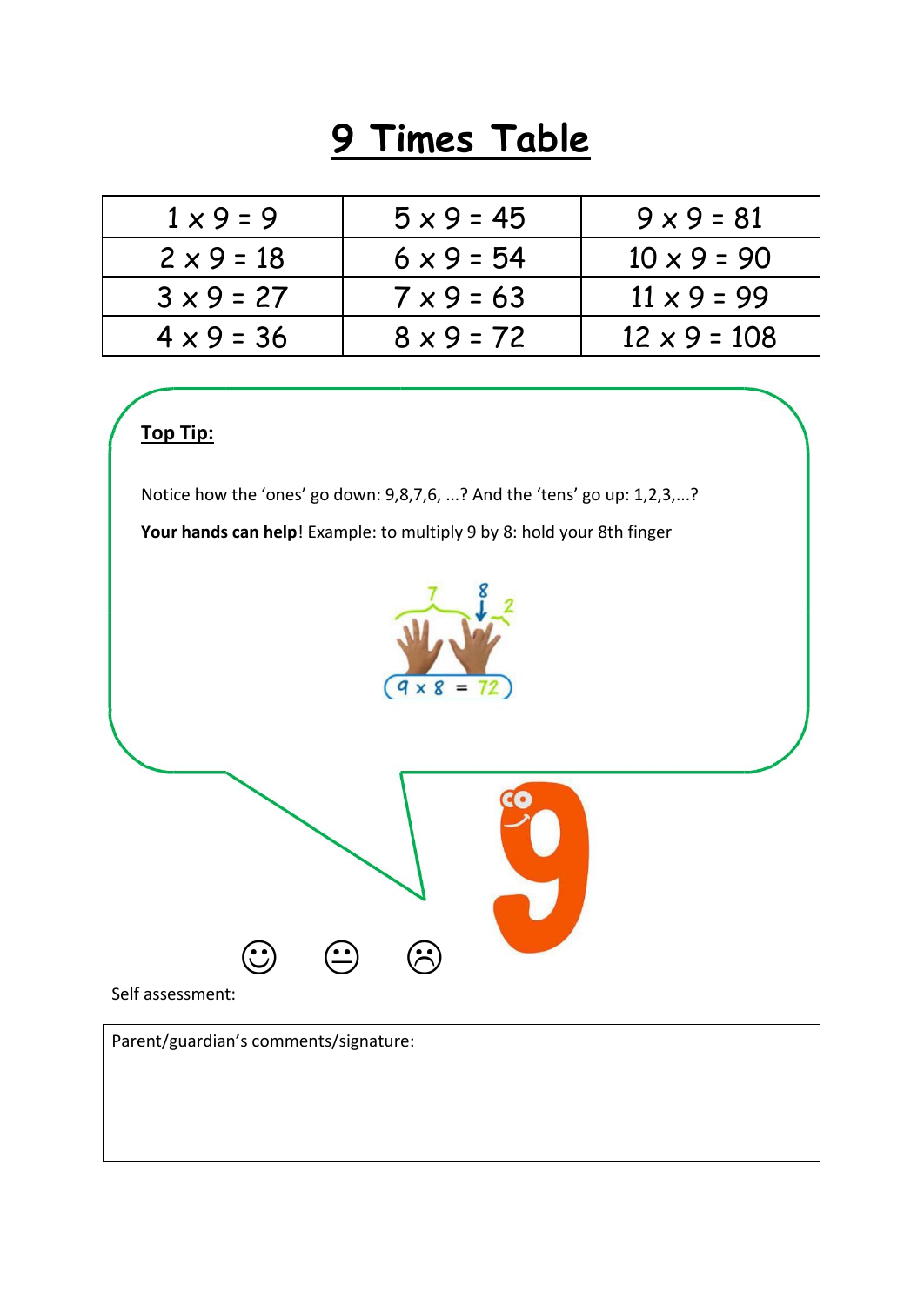# 9 Times Table

| | | |
|---|---|---|
| 1 x 9 = 9 | 5 x 9 = 45 | 9 x 9 = 81 |
| 2 x 9 = 18 | 6 x 9 = 54 | 10 x 9 = 90 |
| 3 x 9 = 27 | 7 x 9 = 63 | 11 x 9 = 99 |
| 4 x 9 = 36 | 8 x 9 = 72 | 12 x 9 = 108 |

**Top Tip:**

Notice how the 'ones' go down: 9,8,7,6, ...? And the 'tens' go up: 1,2,3,...?

**Your hands can help**! Example: to multiply 9 by 8: hold your 8th finger

9 x 8 = 72

☺ 😐 ☹

Self assessment:

Parent/guardian's comments/signature: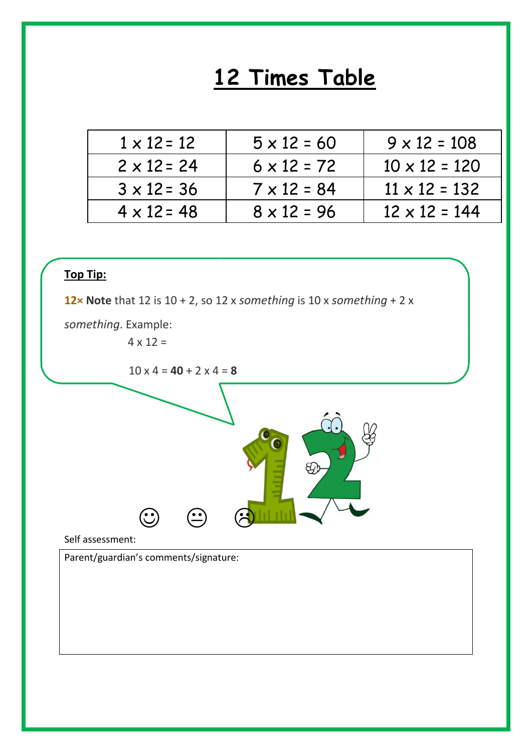# 12 Times Table

| 1 x 12 = 12 | 5 x 12 = 60 | 9 x 12 = 108 |
|---|---|---|
| 2 x 12 = 24 | 6 x 12 = 72 | 10 x 12 = 120 |
| 3 x 12 = 36 | 7 x 12 = 84 | 11 x 12 = 132 |
| 4 x 12 = 48 | 8 x 12 = 96 | 12 x 12 = 144 |

**Top Tip:**

**12× Note** that 12 is 10 + 2, so 12 x *something* is 10 x *something* + 2 x *something*. Example:

4 x 12 =

10 x 4 = **40** + 2 x 4 = **8**

☺ 😐 ☹

Self assessment:

Parent/guardian's comments/signature: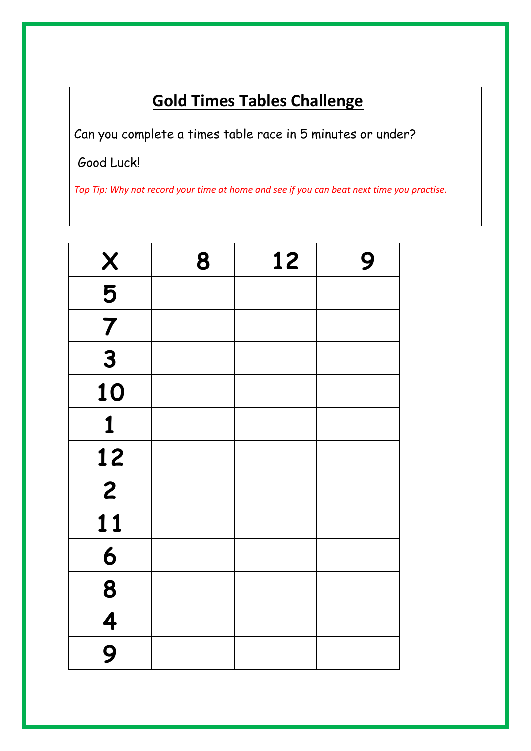## Gold Times Tables Challenge

Can you complete a times table race in 5 minutes or under?

Good Luck!

*Top Tip: Why not record your time at home and see if you can beat next time you practise.*

| X | 8 | 12 | 9 |
|---|---|---|---|
| 5 | | | |
| 7 | | | |
| 3 | | | |
| 10 | | | |
| 1 | | | |
| 12 | | | |
| 2 | | | |
| 11 | | | |
| 6 | | | |
| 8 | | | |
| 4 | | | |
| 9 | | | |